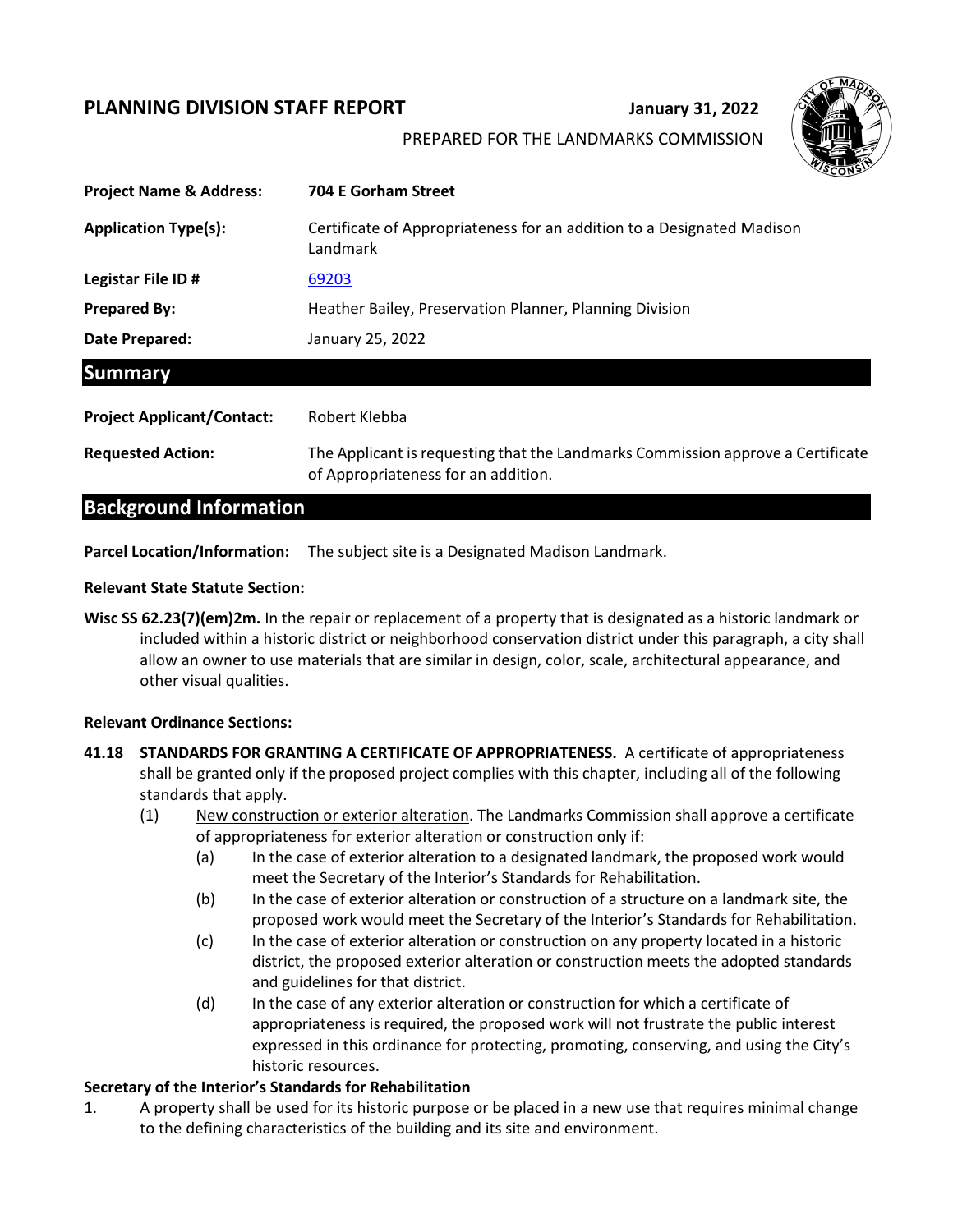# PLANNING DIVISION STAFF REPORT

**January 31, 2022**

PREPARED FOR THE LANDMARKS COMMISSION

| | |
|---|---|
| **Project Name & Address:** | **704 E Gorham Street** |
| **Application Type(s):** | Certificate of Appropriateness for an addition to a Designated Madison Landmark |
| **Legistar File ID #** | [69203] |
| **Prepared By:** | Heather Bailey, Preservation Planner, Planning Division |
| **Date Prepared:** | January 25, 2022 |

## Summary

| | |
|---|---|
| **Project Applicant/Contact:** | Robert Klebba |
| **Requested Action:** | The Applicant is requesting that the Landmarks Commission approve a Certificate of Appropriateness for an addition. |

## Background Information

**Parcel Location/Information:** The subject site is a Designated Madison Landmark.

**Relevant State Statute Section:**

**Wisc SS 62.23(7)(em)2m.** In the repair or replacement of a property that is designated as a historic landmark or included within a historic district or neighborhood conservation district under this paragraph, a city shall allow an owner to use materials that are similar in design, color, scale, architectural appearance, and other visual qualities.

**Relevant Ordinance Sections:**

**41.18 STANDARDS FOR GRANTING A CERTIFICATE OF APPROPRIATENESS.** A certificate of appropriateness shall be granted only if the proposed project complies with this chapter, including all of the following standards that apply.

(1) New construction or exterior alteration. The Landmarks Commission shall approve a certificate of appropriateness for exterior alteration or construction only if:

(a) In the case of exterior alteration to a designated landmark, the proposed work would meet the Secretary of the Interior's Standards for Rehabilitation.

(b) In the case of exterior alteration or construction of a structure on a landmark site, the proposed work would meet the Secretary of the Interior's Standards for Rehabilitation.

(c) In the case of exterior alteration or construction on any property located in a historic district, the proposed exterior alteration or construction meets the adopted standards and guidelines for that district.

(d) In the case of any exterior alteration or construction for which a certificate of appropriateness is required, the proposed work will not frustrate the public interest expressed in this ordinance for protecting, promoting, conserving, and using the City's historic resources.

**Secretary of the Interior's Standards for Rehabilitation**

1. A property shall be used for its historic purpose or be placed in a new use that requires minimal change to the defining characteristics of the building and its site and environment.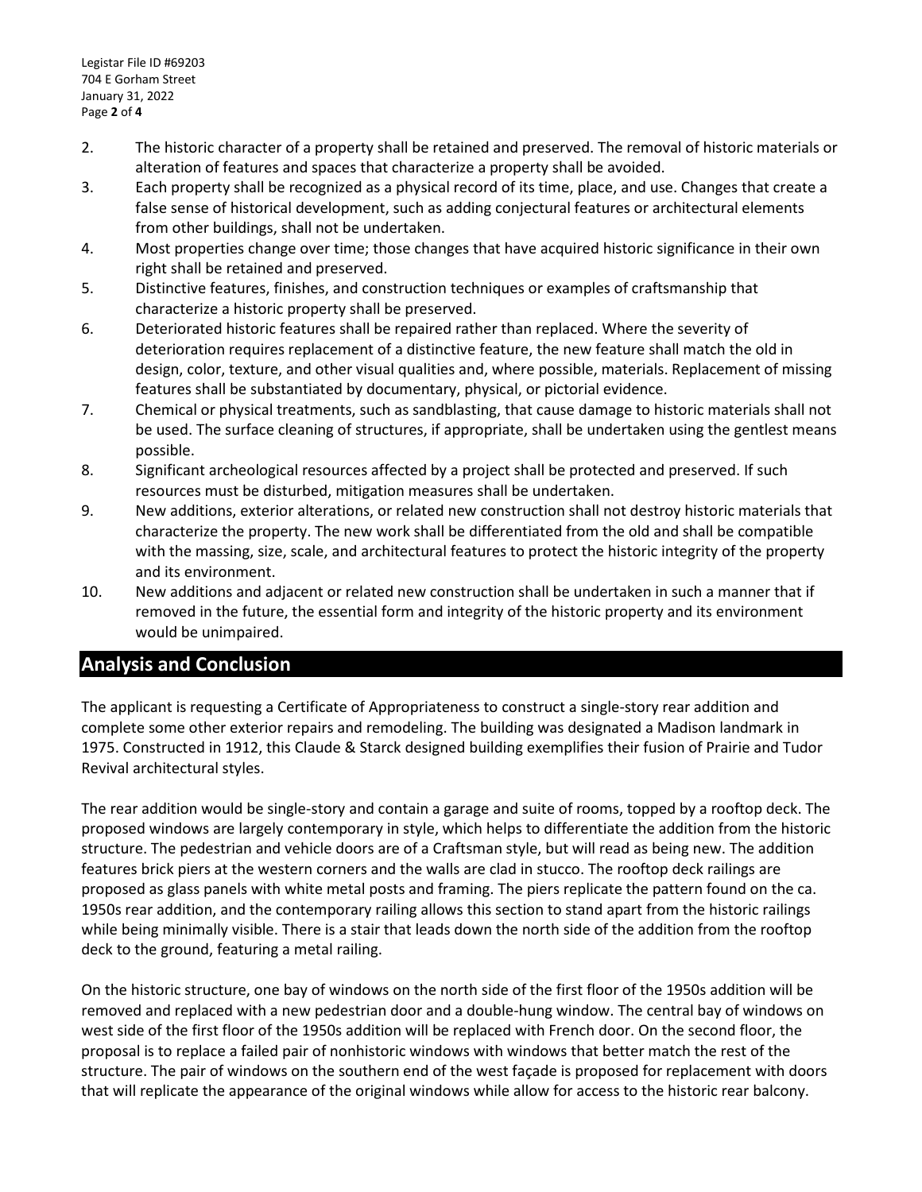2. The historic character of a property shall be retained and preserved. The removal of historic materials or alteration of features and spaces that characterize a property shall be avoided.
3. Each property shall be recognized as a physical record of its time, place, and use. Changes that create a false sense of historical development, such as adding conjectural features or architectural elements from other buildings, shall not be undertaken.
4. Most properties change over time; those changes that have acquired historic significance in their own right shall be retained and preserved.
5. Distinctive features, finishes, and construction techniques or examples of craftsmanship that characterize a historic property shall be preserved.
6. Deteriorated historic features shall be repaired rather than replaced. Where the severity of deterioration requires replacement of a distinctive feature, the new feature shall match the old in design, color, texture, and other visual qualities and, where possible, materials. Replacement of missing features shall be substantiated by documentary, physical, or pictorial evidence.
7. Chemical or physical treatments, such as sandblasting, that cause damage to historic materials shall not be used. The surface cleaning of structures, if appropriate, shall be undertaken using the gentlest means possible.
8. Significant archeological resources affected by a project shall be protected and preserved. If such resources must be disturbed, mitigation measures shall be undertaken.
9. New additions, exterior alterations, or related new construction shall not destroy historic materials that characterize the property. The new work shall be differentiated from the old and shall be compatible with the massing, size, scale, and architectural features to protect the historic integrity of the property and its environment.
10. New additions and adjacent or related new construction shall be undertaken in such a manner that if removed in the future, the essential form and integrity of the historic property and its environment would be unimpaired.

## Analysis and Conclusion

The applicant is requesting a Certificate of Appropriateness to construct a single-story rear addition and complete some other exterior repairs and remodeling. The building was designated a Madison landmark in 1975. Constructed in 1912, this Claude & Starck designed building exemplifies their fusion of Prairie and Tudor Revival architectural styles.

The rear addition would be single-story and contain a garage and suite of rooms, topped by a rooftop deck. The proposed windows are largely contemporary in style, which helps to differentiate the addition from the historic structure. The pedestrian and vehicle doors are of a Craftsman style, but will read as being new. The addition features brick piers at the western corners and the walls are clad in stucco. The rooftop deck railings are proposed as glass panels with white metal posts and framing. The piers replicate the pattern found on the ca. 1950s rear addition, and the contemporary railing allows this section to stand apart from the historic railings while being minimally visible. There is a stair that leads down the north side of the addition from the rooftop deck to the ground, featuring a metal railing.

On the historic structure, one bay of windows on the north side of the first floor of the 1950s addition will be removed and replaced with a new pedestrian door and a double-hung window. The central bay of windows on west side of the first floor of the 1950s addition will be replaced with French door. On the second floor, the proposal is to replace a failed pair of nonhistoric windows with windows that better match the rest of the structure. The pair of windows on the southern end of the west façade is proposed for replacement with doors that will replicate the appearance of the original windows while allow for access to the historic rear balcony.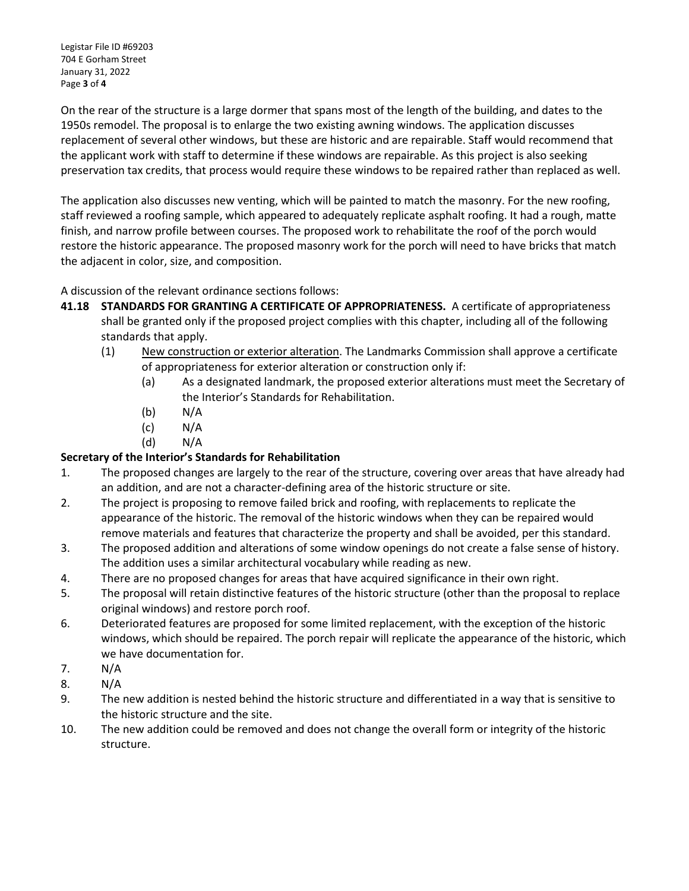On the rear of the structure is a large dormer that spans most of the length of the building, and dates to the 1950s remodel. The proposal is to enlarge the two existing awning windows. The application discusses replacement of several other windows, but these are historic and are repairable. Staff would recommend that the applicant work with staff to determine if these windows are repairable. As this project is also seeking preservation tax credits, that process would require these windows to be repaired rather than replaced as well.

The application also discusses new venting, which will be painted to match the masonry. For the new roofing, staff reviewed a roofing sample, which appeared to adequately replicate asphalt roofing. It had a rough, matte finish, and narrow profile between courses. The proposed work to rehabilitate the roof of the porch would restore the historic appearance. The proposed masonry work for the porch will need to have bricks that match the adjacent in color, size, and composition.

A discussion of the relevant ordinance sections follows:

**41.18 STANDARDS FOR GRANTING A CERTIFICATE OF APPROPRIATENESS.** A certificate of appropriateness shall be granted only if the proposed project complies with this chapter, including all of the following standards that apply.

- (1) New construction or exterior alteration. The Landmarks Commission shall approve a certificate of appropriateness for exterior alteration or construction only if:
  - (a) As a designated landmark, the proposed exterior alterations must meet the Secretary of the Interior's Standards for Rehabilitation.
  - (b) N/A
  - (c) N/A
  - (d) N/A

**Secretary of the Interior's Standards for Rehabilitation**

1. The proposed changes are largely to the rear of the structure, covering over areas that have already had an addition, and are not a character-defining area of the historic structure or site.
2. The project is proposing to remove failed brick and roofing, with replacements to replicate the appearance of the historic. The removal of the historic windows when they can be repaired would remove materials and features that characterize the property and shall be avoided, per this standard.
3. The proposed addition and alterations of some window openings do not create a false sense of history. The addition uses a similar architectural vocabulary while reading as new.
4. There are no proposed changes for areas that have acquired significance in their own right.
5. The proposal will retain distinctive features of the historic structure (other than the proposal to replace original windows) and restore porch roof.
6. Deteriorated features are proposed for some limited replacement, with the exception of the historic windows, which should be repaired. The porch repair will replicate the appearance of the historic, which we have documentation for.
7. N/A
8. N/A
9. The new addition is nested behind the historic structure and differentiated in a way that is sensitive to the historic structure and the site.
10. The new addition could be removed and does not change the overall form or integrity of the historic structure.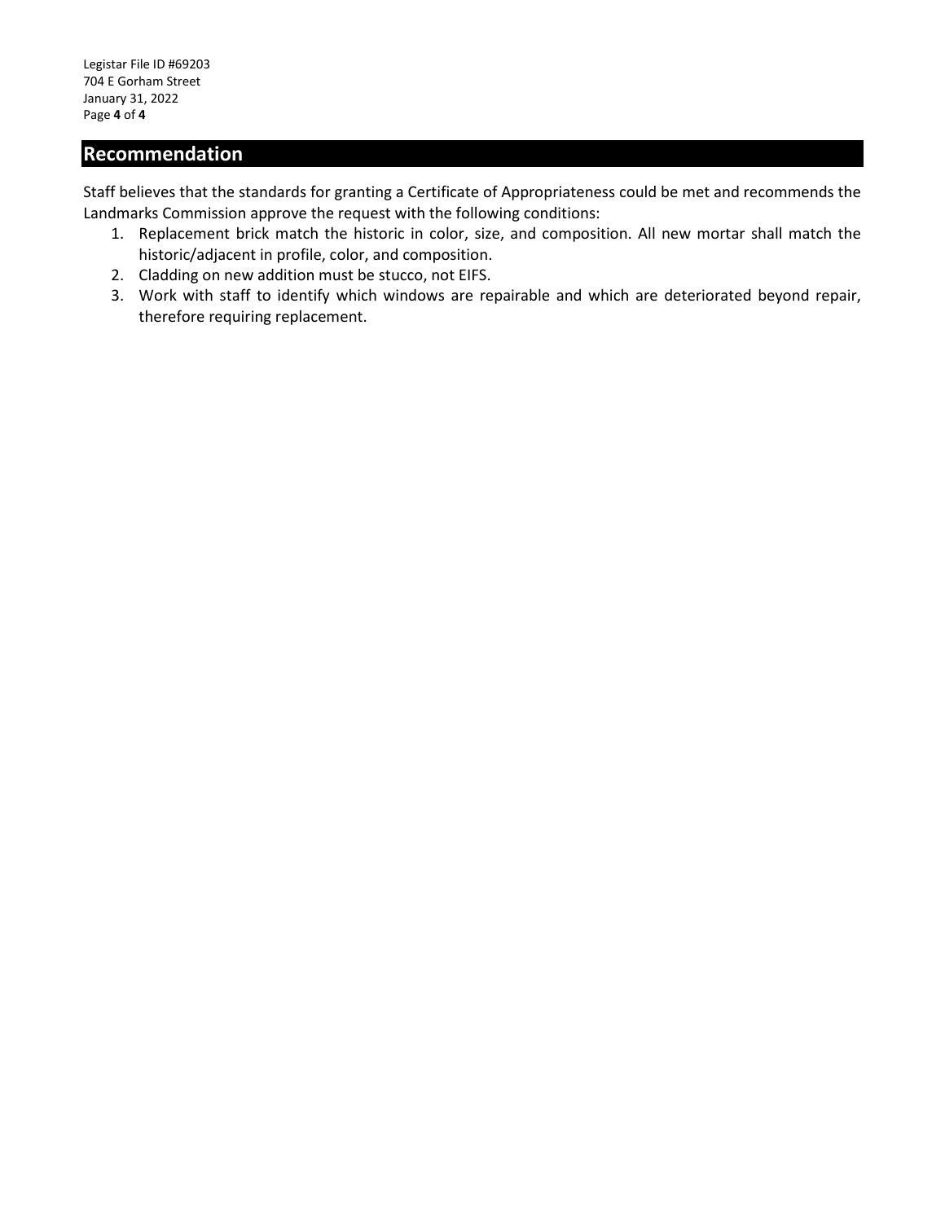## Recommendation

Staff believes that the standards for granting a Certificate of Appropriateness could be met and recommends the Landmarks Commission approve the request with the following conditions:

1. Replacement brick match the historic in color, size, and composition. All new mortar shall match the historic/adjacent in profile, color, and composition.
2. Cladding on new addition must be stucco, not EIFS.
3. Work with staff to identify which windows are repairable and which are deteriorated beyond repair, therefore requiring replacement.